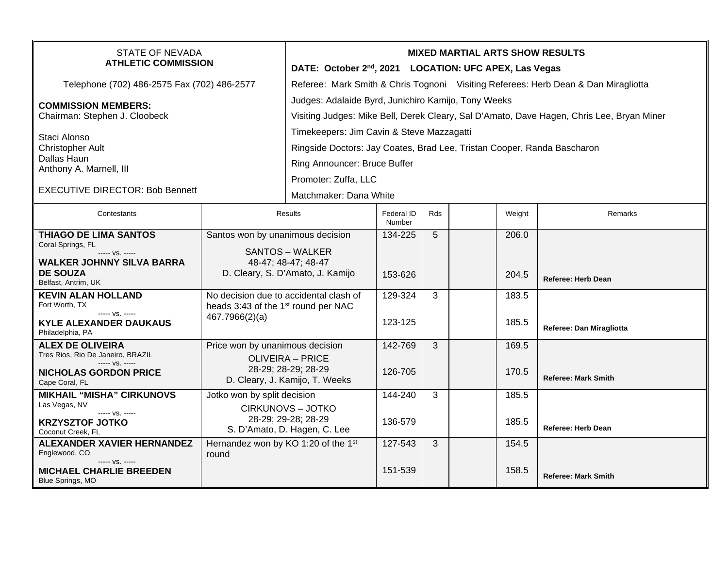STATE OF NEVADA
**ATHLETIC COMMISSION**

Telephone (702) 486-2575 Fax (702) 486-2577

**COMMISSION MEMBERS:**
Chairman: Stephen J. Cloobeck

Staci Alonso
Christopher Ault
Dallas Haun
Anthony A. Marnell, III

EXECUTIVE DIRECTOR: Bob Bennett

**MIXED MARTIAL ARTS SHOW RESULTS**

**DATE: October 2nd, 2021 LOCATION: UFC APEX, Las Vegas**

Referee: Mark Smith & Chris Tognoni Visiting Referees: Herb Dean & Dan Miragliotta

Judges: Adalaide Byrd, Junichiro Kamijo, Tony Weeks

Visiting Judges: Mike Bell, Derek Cleary, Sal D'Amato, Dave Hagen, Chris Lee, Bryan Miner

Timekeepers: Jim Cavin & Steve Mazzagatti

Ringside Doctors: Jay Coates, Brad Lee, Tristan Cooper, Randa Bascharon

Ring Announcer: Bruce Buffer

Promoter: Zuffa, LLC

Matchmaker: Dana White

| Contestants | Results | Federal ID Number | Rds | | Weight | Remarks |
|---|---|---|---|---|---|---|
| **THIAGO DE LIMA SANTOS** Coral Springs, FL ----- vs. ----- **WALKER JOHNNY SILVA BARRA DE SOUZA** Belfast, Antrim, UK | Santos won by unanimous decision SANTOS – WALKER 48-47; 48-47; 48-47 D. Cleary, S. D'Amato, J. Kamijo | 134-225 153-626 | 5 | | 206.0 204.5 | **Referee: Herb Dean** |
| **KEVIN ALAN HOLLAND** Fort Worth, TX ----- vs. ----- **KYLE ALEXANDER DAUKAUS** Philadelphia, PA | No decision due to accidental clash of heads 3:43 of the 1st round per NAC 467.7966(2)(a) | 129-324 123-125 | 3 | | 183.5 185.5 | **Referee: Dan Miragliotta** |
| **ALEX DE OLIVEIRA** Tres Rios, Rio De Janeiro, BRAZIL ----- vs. ----- **NICHOLAS GORDON PRICE** Cape Coral, FL | Price won by unanimous decision OLIVEIRA – PRICE 28-29; 28-29; 28-29 D. Cleary, J. Kamijo, T. Weeks | 142-769 126-705 | 3 | | 169.5 170.5 | **Referee: Mark Smith** |
| **MIKHAIL "MISHA" CIRKUNOVS** Las Vegas, NV ----- vs. ----- **KRZYSZTOF JOTKO** Coconut Creek, FL | Jotko won by split decision CIRKUNOVS – JOTKO 28-29; 29-28; 28-29 S. D'Amato, D. Hagen, C. Lee | 144-240 136-579 | 3 | | 185.5 185.5 | **Referee: Herb Dean** |
| **ALEXANDER XAVIER HERNANDEZ** Englewood, CO ----- vs. ----- **MICHAEL CHARLIE BREEDEN** Blue Springs, MO | Hernandez won by KO 1:20 of the 1st round | 127-543 151-539 | 3 | | 154.5 158.5 | **Referee: Mark Smith** |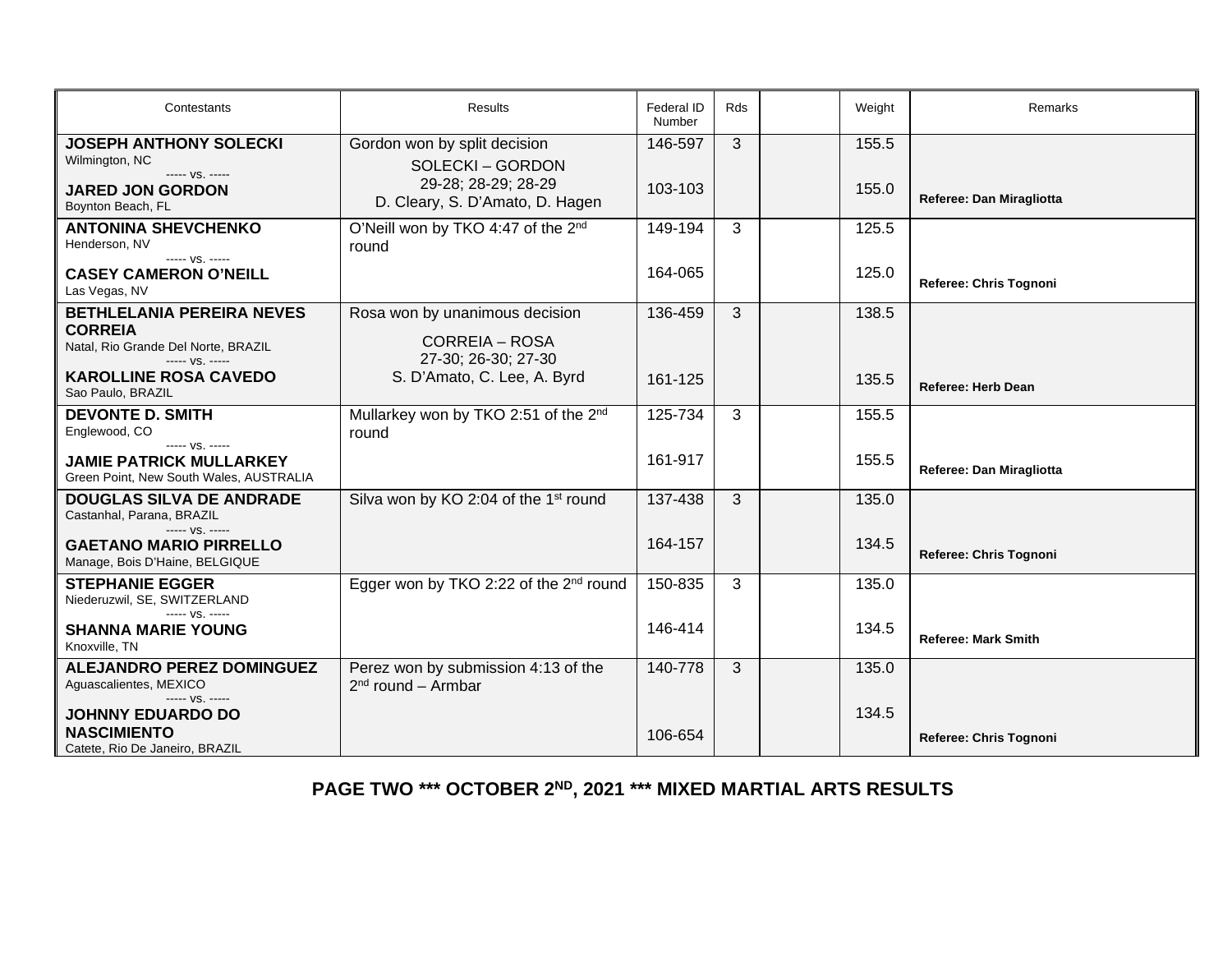| Contestants | Results | Federal ID Number | Rds | | Weight | Remarks |
|---|---|---|---|---|---|---|
| **JOSEPH ANTHONY SOLECKI** Wilmington, NC ----- vs. ----- **JARED JON GORDON** Boynton Beach, FL | Gordon won by split decision SOLECKI – GORDON 29-28; 28-29; 28-29 D. Cleary, S. D'Amato, D. Hagen | 146-597 103-103 | 3 | | 155.5 155.0 | **Referee: Dan Miragliotta** |
| **ANTONINA SHEVCHENKO** Henderson, NV ----- vs. ----- **CASEY CAMERON O'NEILL** Las Vegas, NV | O'Neill won by TKO 4:47 of the 2nd round | 149-194 164-065 | 3 | | 125.5 125.0 | **Referee: Chris Tognoni** |
| **BETHLELANIA PEREIRA NEVES CORREIA** Natal, Rio Grande Del Norte, BRAZIL ----- vs. ----- **KAROLLINE ROSA CAVEDO** Sao Paulo, BRAZIL | Rosa won by unanimous decision CORREIA – ROSA 27-30; 26-30; 27-30 S. D'Amato, C. Lee, A. Byrd | 136-459 161-125 | 3 | | 138.5 135.5 | **Referee: Herb Dean** |
| **DEVONTE D. SMITH** Englewood, CO ----- vs. ----- **JAMIE PATRICK MULLARKEY** Green Point, New South Wales, AUSTRALIA | Mullarkey won by TKO 2:51 of the 2nd round | 125-734 161-917 | 3 | | 155.5 155.5 | **Referee: Dan Miragliotta** |
| **DOUGLAS SILVA DE ANDRADE** Castanhal, Parana, BRAZIL ----- vs. ----- **GAETANO MARIO PIRRELLO** Manage, Bois D'Haine, BELGIQUE | Silva won by KO 2:04 of the 1st round | 137-438 164-157 | 3 | | 135.0 134.5 | **Referee: Chris Tognoni** |
| **STEPHANIE EGGER** Niederuzwil, SE, SWITZERLAND ----- vs. ----- **SHANNA MARIE YOUNG** Knoxville, TN | Egger won by TKO 2:22 of the 2nd round | 150-835 146-414 | 3 | | 135.0 134.5 | **Referee: Mark Smith** |
| **ALEJANDRO PEREZ DOMINGUEZ** Aguascalientes, MEXICO ----- vs. ----- **JOHNNY EDUARDO DO NASCIMIENTO** Catete, Rio De Janeiro, BRAZIL | Perez won by submission 4:13 of the 2nd round – Armbar | 140-778 106-654 | 3 | | 135.0 134.5 | **Referee: Chris Tognoni** |

**PAGE TWO *** OCTOBER 2ND, 2021 *** MIXED MARTIAL ARTS RESULTS**